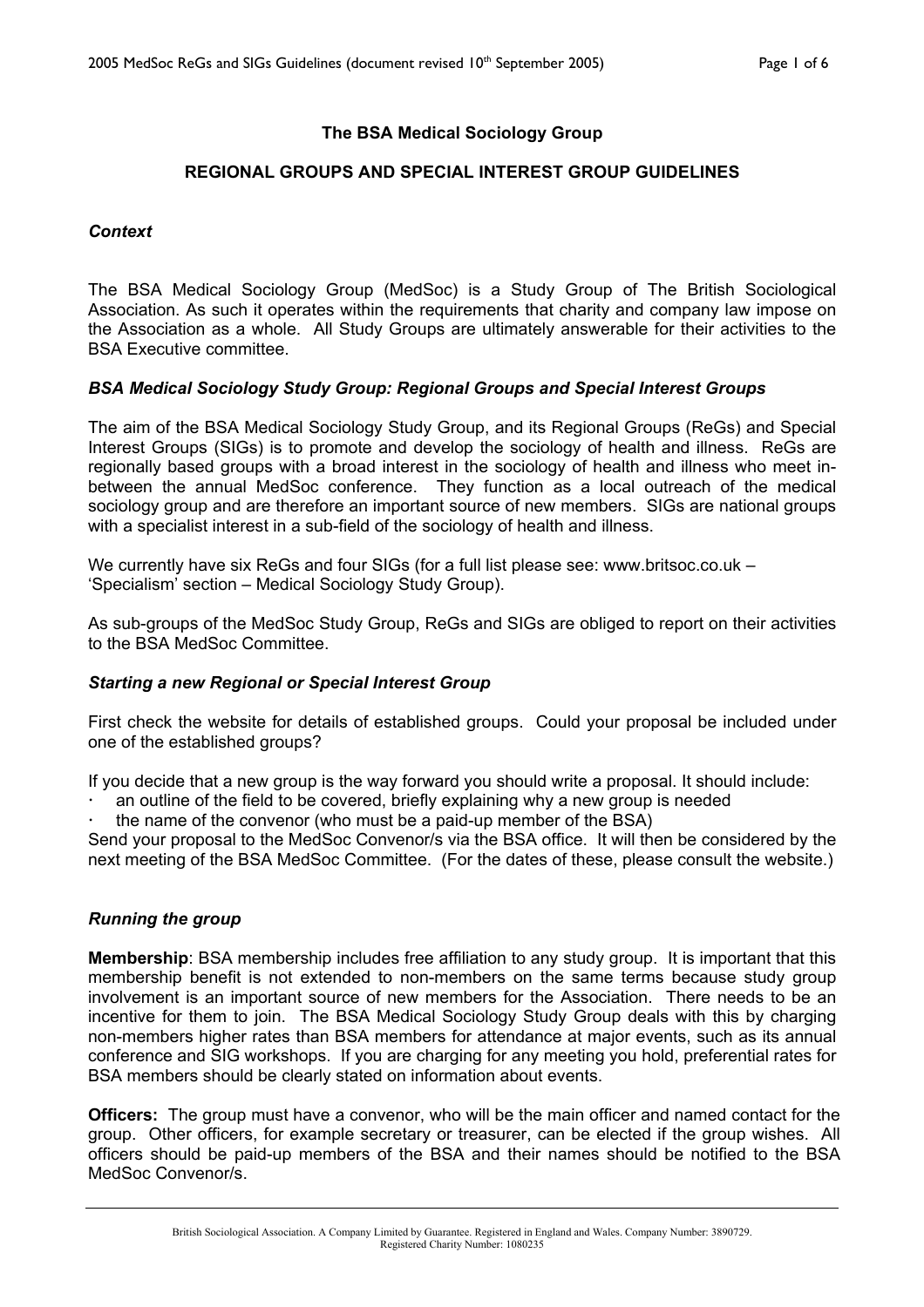# The BSA Medical Sociology Group

## REGIONAL GROUPS AND SPECIAL INTEREST GROUP GUIDELINES

### *Context*

The BSA Medical Sociology Group (MedSoc) is a Study Group of The British Sociological Association. As such it operates within the requirements that charity and company law impose on the Association as a whole. All Study Groups are ultimately answerable for their activities to the BSA Executive committee.

### *BSA Medical Sociology Study Group: Regional Groups and Special Interest Groups*

The aim of the BSA Medical Sociology Study Group, and its Regional Groups (ReGs) and Special Interest Groups (SIGs) is to promote and develop the sociology of health and illness. ReGs are regionally based groups with a broad interest in the sociology of health and illness who meet in-between the annual MedSoc conference. They function as a local outreach of the medical sociology group and are therefore an important source of new members. SIGs are national groups with a specialist interest in a sub-field of the sociology of health and illness.

We currently have six ReGs and four SIGs (for a full list please see: www.britsoc.co.uk – 'Specialism' section – Medical Sociology Study Group).

As sub-groups of the MedSoc Study Group, ReGs and SIGs are obliged to report on their activities to the BSA MedSoc Committee.

### *Starting a new Regional or Special Interest Group*

First check the website for details of established groups. Could your proposal be included under one of the established groups?

If you decide that a new group is the way forward you should write a proposal. It should include:

- an outline of the field to be covered, briefly explaining why a new group is needed
- the name of the convenor (who must be a paid-up member of the BSA)

Send your proposal to the MedSoc Convenor/s via the BSA office. It will then be considered by the next meeting of the BSA MedSoc Committee. (For the dates of these, please consult the website.)

### *Running the group*

**Membership**: BSA membership includes free affiliation to any study group. It is important that this membership benefit is not extended to non-members on the same terms because study group involvement is an important source of new members for the Association. There needs to be an incentive for them to join. The BSA Medical Sociology Study Group deals with this by charging non-members higher rates than BSA members for attendance at major events, such as its annual conference and SIG workshops. If you are charging for any meeting you hold, preferential rates for BSA members should be clearly stated on information about events.

**Officers:** The group must have a convenor, who will be the main officer and named contact for the group. Other officers, for example secretary or treasurer, can be elected if the group wishes. All officers should be paid-up members of the BSA and their names should be notified to the BSA MedSoc Convenor/s.

British Sociological Association. A Company Limited by Guarantee. Registered in England and Wales. Company Number: 3890729. Registered Charity Number: 1080235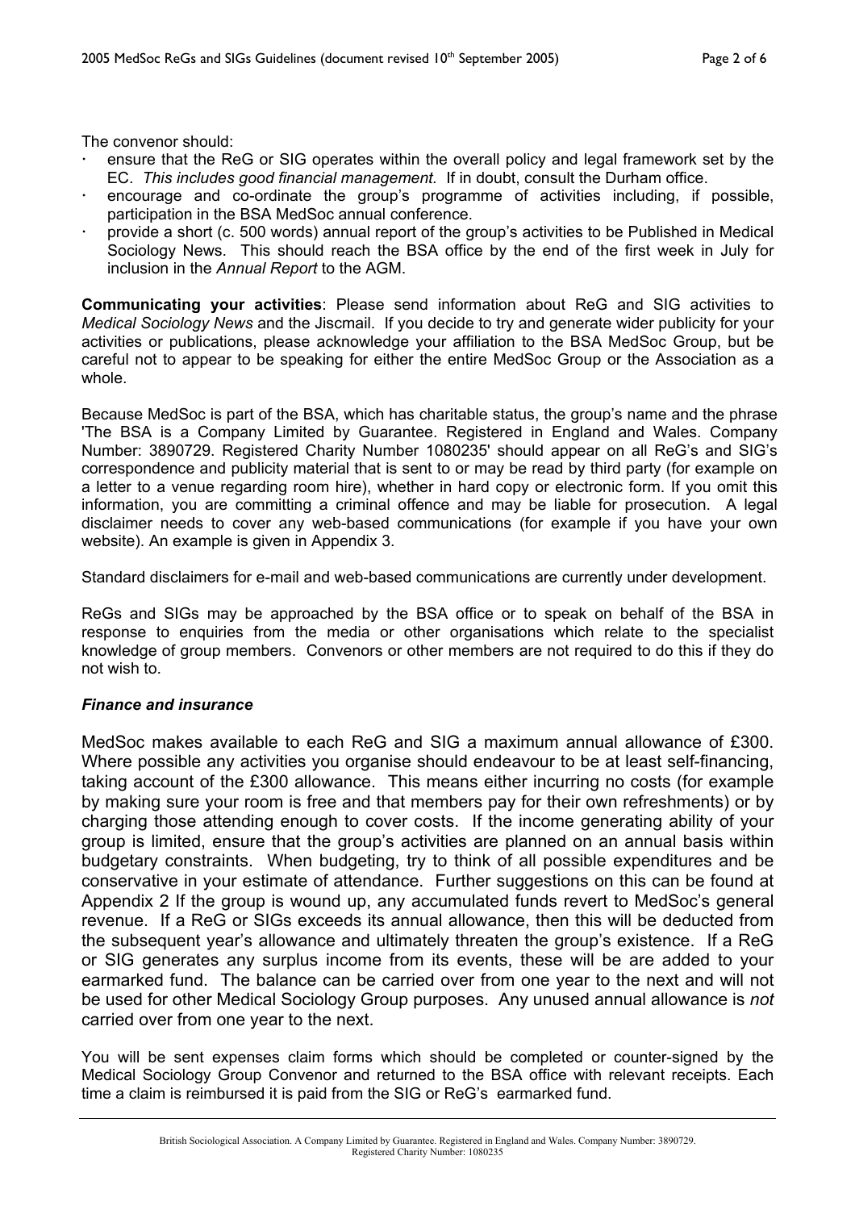The convenor should:

- ensure that the ReG or SIG operates within the overall policy and legal framework set by the EC. *This includes good financial management.* If in doubt, consult the Durham office.
- encourage and co-ordinate the group's programme of activities including, if possible, participation in the BSA MedSoc annual conference.
- provide a short (c. 500 words) annual report of the group's activities to be Published in Medical Sociology News. This should reach the BSA office by the end of the first week in July for inclusion in the *Annual Report* to the AGM.

**Communicating your activities**: Please send information about ReG and SIG activities to *Medical Sociology News* and the Jiscmail. If you decide to try and generate wider publicity for your activities or publications, please acknowledge your affiliation to the BSA MedSoc Group, but be careful not to appear to be speaking for either the entire MedSoc Group or the Association as a whole.

Because MedSoc is part of the BSA, which has charitable status, the group's name and the phrase 'The BSA is a Company Limited by Guarantee. Registered in England and Wales. Company Number: 3890729. Registered Charity Number 1080235' should appear on all ReG's and SIG's correspondence and publicity material that is sent to or may be read by third party (for example on a letter to a venue regarding room hire), whether in hard copy or electronic form. If you omit this information, you are committing a criminal offence and may be liable for prosecution. A legal disclaimer needs to cover any web-based communications (for example if you have your own website). An example is given in Appendix 3.

Standard disclaimers for e-mail and web-based communications are currently under development.

ReGs and SIGs may be approached by the BSA office or to speak on behalf of the BSA in response to enquiries from the media or other organisations which relate to the specialist knowledge of group members. Convenors or other members are not required to do this if they do not wish to.

***Finance and insurance***

MedSoc makes available to each ReG and SIG a maximum annual allowance of £300. Where possible any activities you organise should endeavour to be at least self-financing, taking account of the £300 allowance. This means either incurring no costs (for example by making sure your room is free and that members pay for their own refreshments) or by charging those attending enough to cover costs. If the income generating ability of your group is limited, ensure that the group's activities are planned on an annual basis within budgetary constraints. When budgeting, try to think of all possible expenditures and be conservative in your estimate of attendance. Further suggestions on this can be found at Appendix 2 If the group is wound up, any accumulated funds revert to MedSoc's general revenue. If a ReG or SIGs exceeds its annual allowance, then this will be deducted from the subsequent year's allowance and ultimately threaten the group's existence. If a ReG or SIG generates any surplus income from its events, these will be are added to your earmarked fund. The balance can be carried over from one year to the next and will not be used for other Medical Sociology Group purposes. Any unused annual allowance is *not* carried over from one year to the next.

You will be sent expenses claim forms which should be completed or counter-signed by the Medical Sociology Group Convenor and returned to the BSA office with relevant receipts. Each time a claim is reimbursed it is paid from the SIG or ReG's earmarked fund.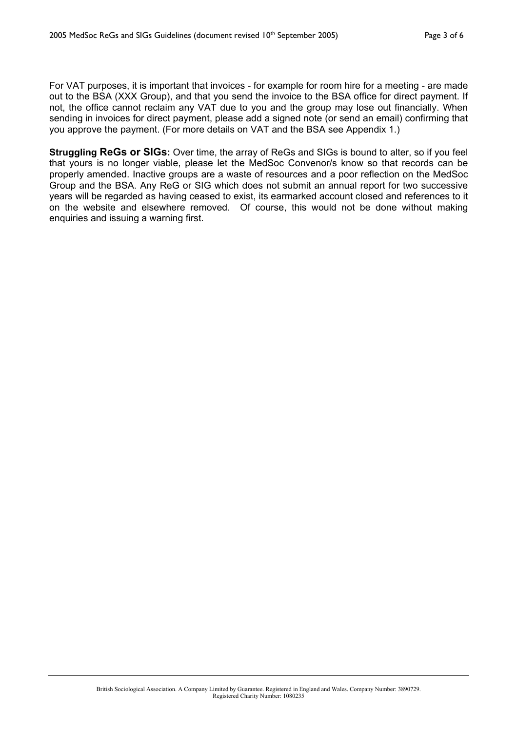For VAT purposes, it is important that invoices - for example for room hire for a meeting - are made out to the BSA (XXX Group), and that you send the invoice to the BSA office for direct payment. If not, the office cannot reclaim any VAT due to you and the group may lose out financially. When sending in invoices for direct payment, please add a signed note (or send an email) confirming that you approve the payment. (For more details on VAT and the BSA see Appendix 1.)

**Struggling ReGs or SIGs:** Over time, the array of ReGs and SIGs is bound to alter, so if you feel that yours is no longer viable, please let the MedSoc Convenor/s know so that records can be properly amended. Inactive groups are a waste of resources and a poor reflection on the MedSoc Group and the BSA. Any ReG or SIG which does not submit an annual report for two successive years will be regarded as having ceased to exist, its earmarked account closed and references to it on the website and elsewhere removed. Of course, this would not be done without making enquiries and issuing a warning first.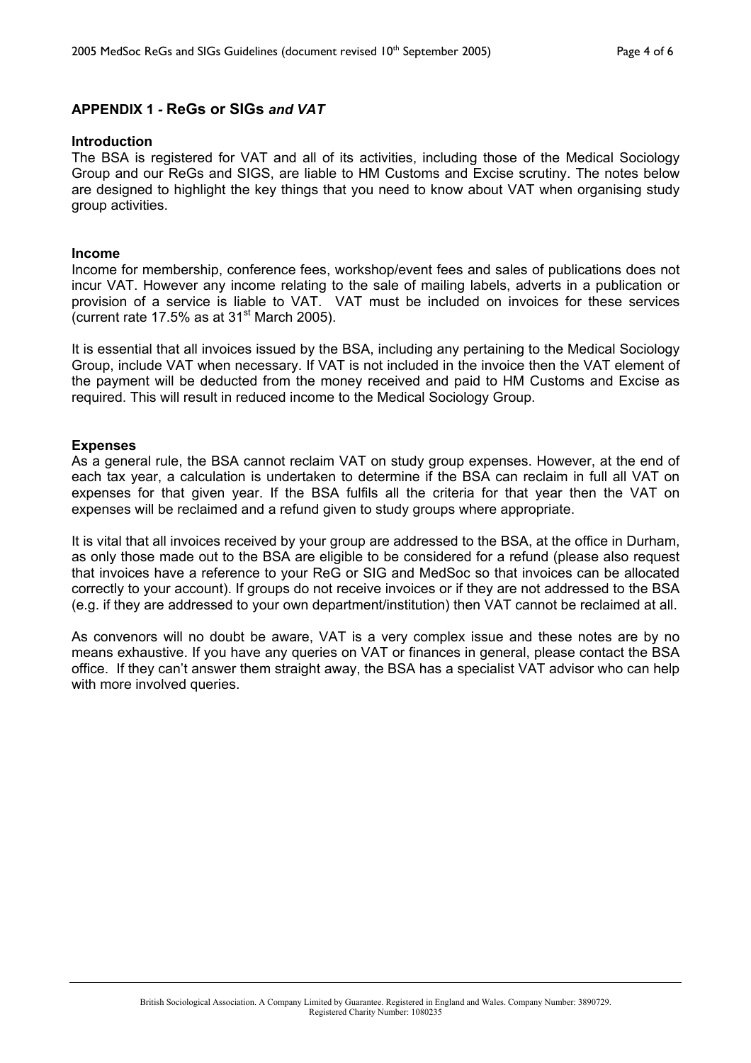## APPENDIX 1 - ReGs or SIGs *and VAT*

### Introduction

The BSA is registered for VAT and all of its activities, including those of the Medical Sociology Group and our ReGs and SIGS, are liable to HM Customs and Excise scrutiny. The notes below are designed to highlight the key things that you need to know about VAT when organising study group activities.

### Income

Income for membership, conference fees, workshop/event fees and sales of publications does not incur VAT. However any income relating to the sale of mailing labels, adverts in a publication or provision of a service is liable to VAT. VAT must be included on invoices for these services (current rate 17.5% as at 31st March 2005).

It is essential that all invoices issued by the BSA, including any pertaining to the Medical Sociology Group, include VAT when necessary. If VAT is not included in the invoice then the VAT element of the payment will be deducted from the money received and paid to HM Customs and Excise as required. This will result in reduced income to the Medical Sociology Group.

### Expenses

As a general rule, the BSA cannot reclaim VAT on study group expenses. However, at the end of each tax year, a calculation is undertaken to determine if the BSA can reclaim in full all VAT on expenses for that given year. If the BSA fulfils all the criteria for that year then the VAT on expenses will be reclaimed and a refund given to study groups where appropriate.

It is vital that all invoices received by your group are addressed to the BSA, at the office in Durham, as only those made out to the BSA are eligible to be considered for a refund (please also request that invoices have a reference to your ReG or SIG and MedSoc so that invoices can be allocated correctly to your account). If groups do not receive invoices or if they are not addressed to the BSA (e.g. if they are addressed to your own department/institution) then VAT cannot be reclaimed at all.

As convenors will no doubt be aware, VAT is a very complex issue and these notes are by no means exhaustive. If you have any queries on VAT or finances in general, please contact the BSA office. If they can't answer them straight away, the BSA has a specialist VAT advisor who can help with more involved queries.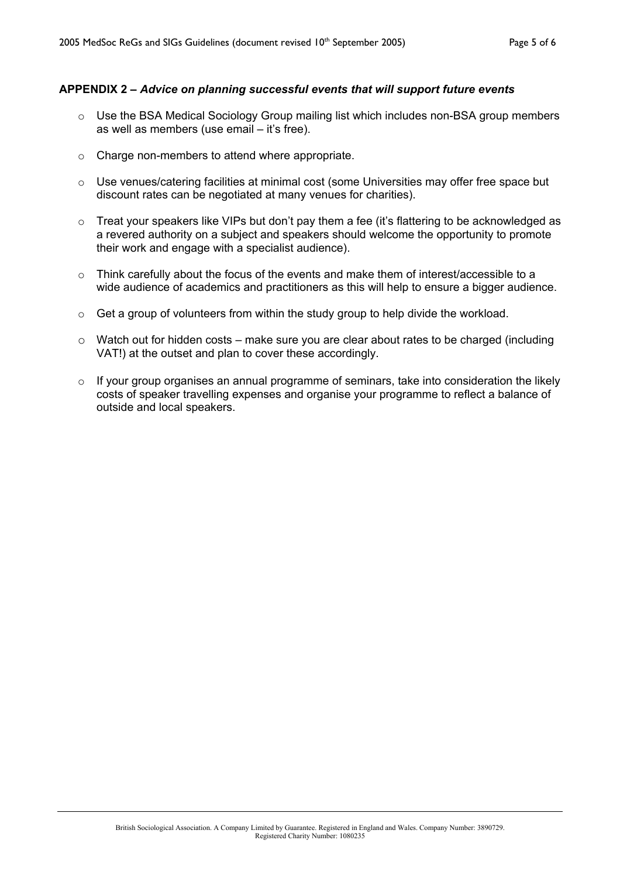## APPENDIX 2 – *Advice on planning successful events that will support future events*

- Use the BSA Medical Sociology Group mailing list which includes non-BSA group members as well as members (use email – it's free).
- Charge non-members to attend where appropriate.
- Use venues/catering facilities at minimal cost (some Universities may offer free space but discount rates can be negotiated at many venues for charities).
- Treat your speakers like VIPs but don't pay them a fee (it's flattering to be acknowledged as a revered authority on a subject and speakers should welcome the opportunity to promote their work and engage with a specialist audience).
- Think carefully about the focus of the events and make them of interest/accessible to a wide audience of academics and practitioners as this will help to ensure a bigger audience.
- Get a group of volunteers from within the study group to help divide the workload.
- Watch out for hidden costs – make sure you are clear about rates to be charged (including VAT!) at the outset and plan to cover these accordingly.
- If your group organises an annual programme of seminars, take into consideration the likely costs of speaker travelling expenses and organise your programme to reflect a balance of outside and local speakers.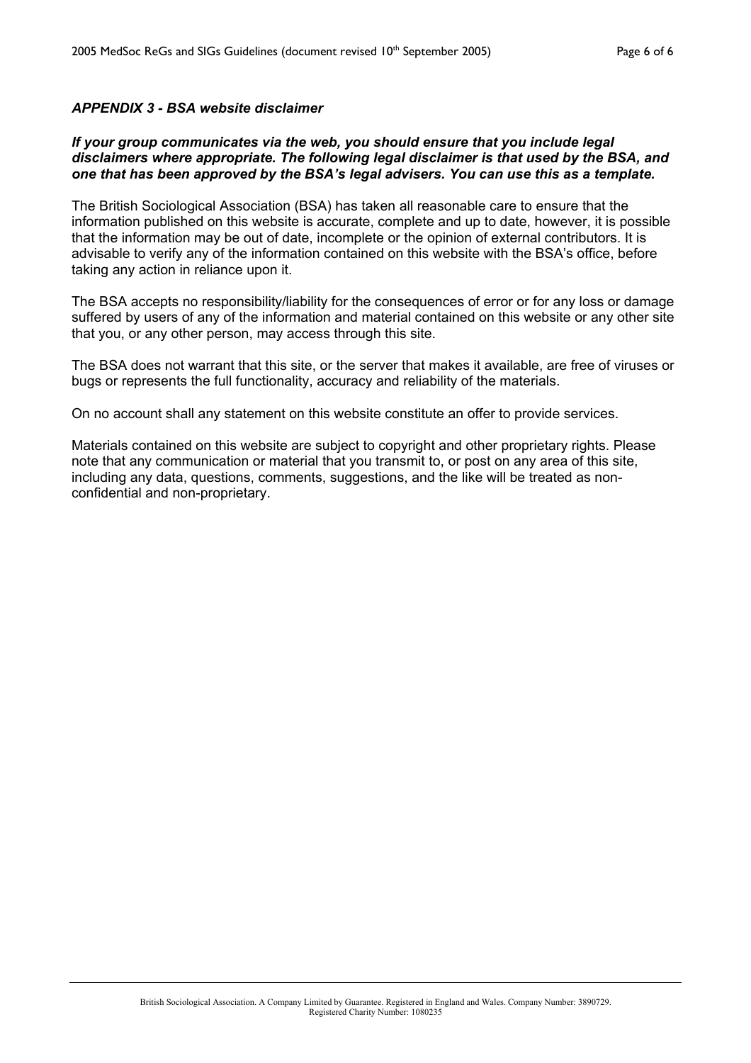### *APPENDIX 3 - BSA website disclaimer*

***If your group communicates via the web, you should ensure that you include legal disclaimers where appropriate. The following legal disclaimer is that used by the BSA, and one that has been approved by the BSA's legal advisers. You can use this as a template.***

The British Sociological Association (BSA) has taken all reasonable care to ensure that the information published on this website is accurate, complete and up to date, however, it is possible that the information may be out of date, incomplete or the opinion of external contributors. It is advisable to verify any of the information contained on this website with the BSA's office, before taking any action in reliance upon it.

The BSA accepts no responsibility/liability for the consequences of error or for any loss or damage suffered by users of any of the information and material contained on this website or any other site that you, or any other person, may access through this site.

The BSA does not warrant that this site, or the server that makes it available, are free of viruses or bugs or represents the full functionality, accuracy and reliability of the materials.

On no account shall any statement on this website constitute an offer to provide services.

Materials contained on this website are subject to copyright and other proprietary rights. Please note that any communication or material that you transmit to, or post on any area of this site, including any data, questions, comments, suggestions, and the like will be treated as non-confidential and non-proprietary.